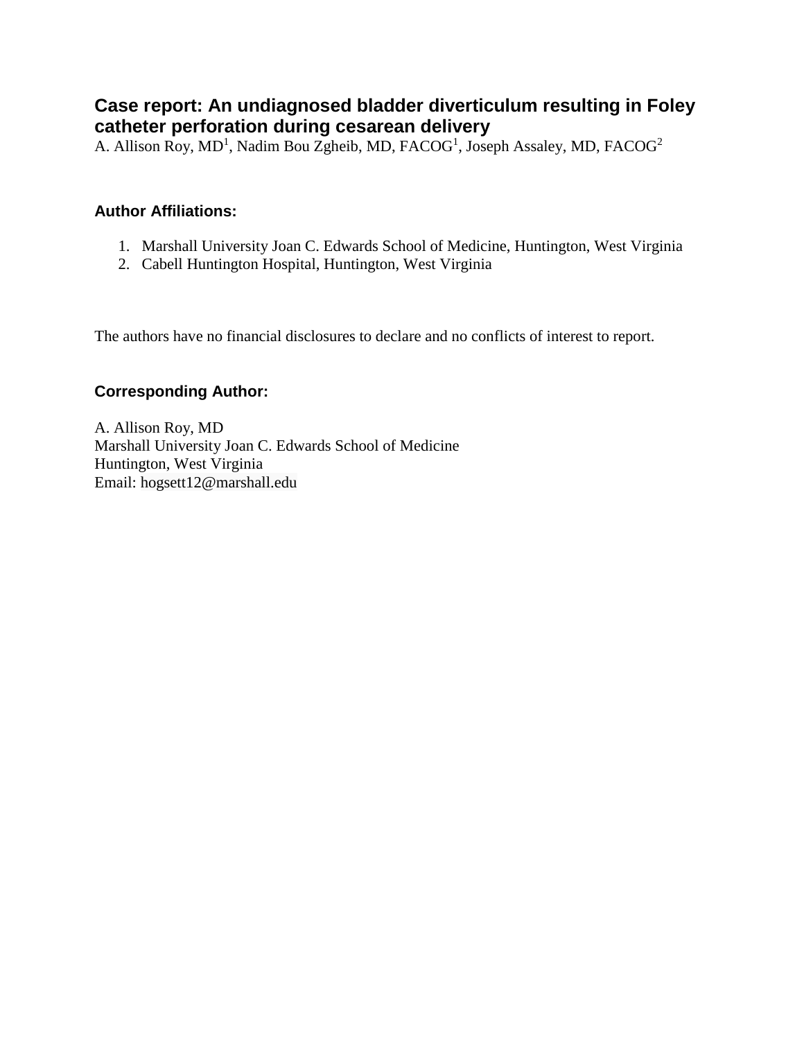# Case report: An undiagnosed bladder diverticulum resulting in Foley catheter perforation during cesarean delivery

A. Allison Roy, MD[1], Nadim Bou Zgheib, MD, FACOG[1], Joseph Assaley, MD, FACOG[2]

### Author Affiliations:

1. Marshall University Joan C. Edwards School of Medicine, Huntington, West Virginia
2. Cabell Huntington Hospital, Huntington, West Virginia

The authors have no financial disclosures to declare and no conflicts of interest to report.

### Corresponding Author:

A. Allison Roy, MD
Marshall University Joan C. Edwards School of Medicine
Huntington, West Virginia
Email: hogsett12@marshall.edu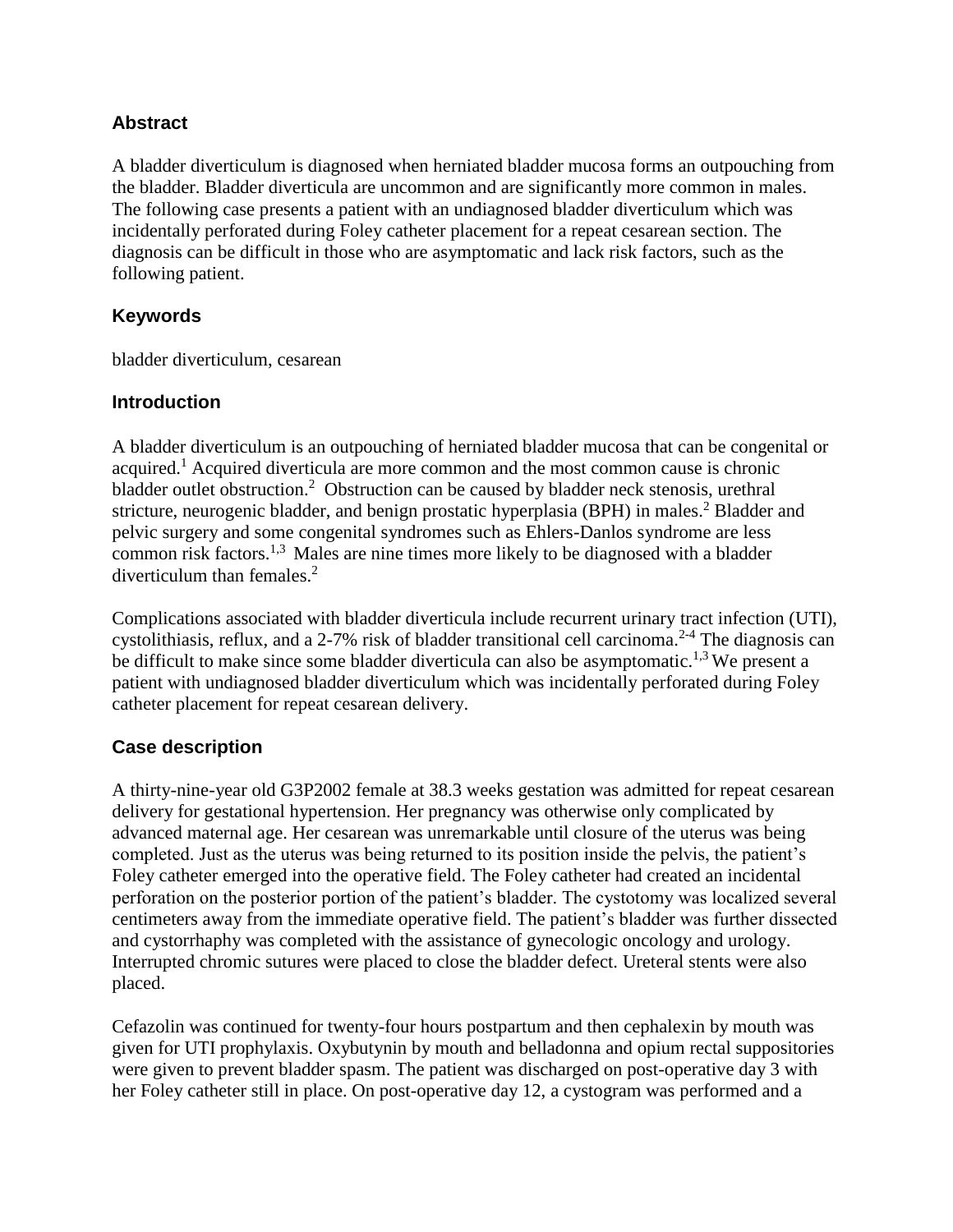## Abstract

A bladder diverticulum is diagnosed when herniated bladder mucosa forms an outpouching from the bladder. Bladder diverticula are uncommon and are significantly more common in males. The following case presents a patient with an undiagnosed bladder diverticulum which was incidentally perforated during Foley catheter placement for a repeat cesarean section. The diagnosis can be difficult in those who are asymptomatic and lack risk factors, such as the following patient.

## Keywords

bladder diverticulum, cesarean

## Introduction

A bladder diverticulum is an outpouching of herniated bladder mucosa that can be congenital or acquired.[1] Acquired diverticula are more common and the most common cause is chronic bladder outlet obstruction.[2] Obstruction can be caused by bladder neck stenosis, urethral stricture, neurogenic bladder, and benign prostatic hyperplasia (BPH) in males.[2] Bladder and pelvic surgery and some congenital syndromes such as Ehlers-Danlos syndrome are less common risk factors.[1,3] Males are nine times more likely to be diagnosed with a bladder diverticulum than females.[2]

Complications associated with bladder diverticula include recurrent urinary tract infection (UTI), cystolithiasis, reflux, and a 2-7% risk of bladder transitional cell carcinoma.[2-4] The diagnosis can be difficult to make since some bladder diverticula can also be asymptomatic.[1,3] We present a patient with undiagnosed bladder diverticulum which was incidentally perforated during Foley catheter placement for repeat cesarean delivery.

## Case description

A thirty-nine-year old G3P2002 female at 38.3 weeks gestation was admitted for repeat cesarean delivery for gestational hypertension. Her pregnancy was otherwise only complicated by advanced maternal age. Her cesarean was unremarkable until closure of the uterus was being completed. Just as the uterus was being returned to its position inside the pelvis, the patient's Foley catheter emerged into the operative field. The Foley catheter had created an incidental perforation on the posterior portion of the patient's bladder. The cystotomy was localized several centimeters away from the immediate operative field. The patient's bladder was further dissected and cystorrhaphy was completed with the assistance of gynecologic oncology and urology. Interrupted chromic sutures were placed to close the bladder defect. Ureteral stents were also placed.

Cefazolin was continued for twenty-four hours postpartum and then cephalexin by mouth was given for UTI prophylaxis. Oxybutynin by mouth and belladonna and opium rectal suppositories were given to prevent bladder spasm. The patient was discharged on post-operative day 3 with her Foley catheter still in place. On post-operative day 12, a cystogram was performed and a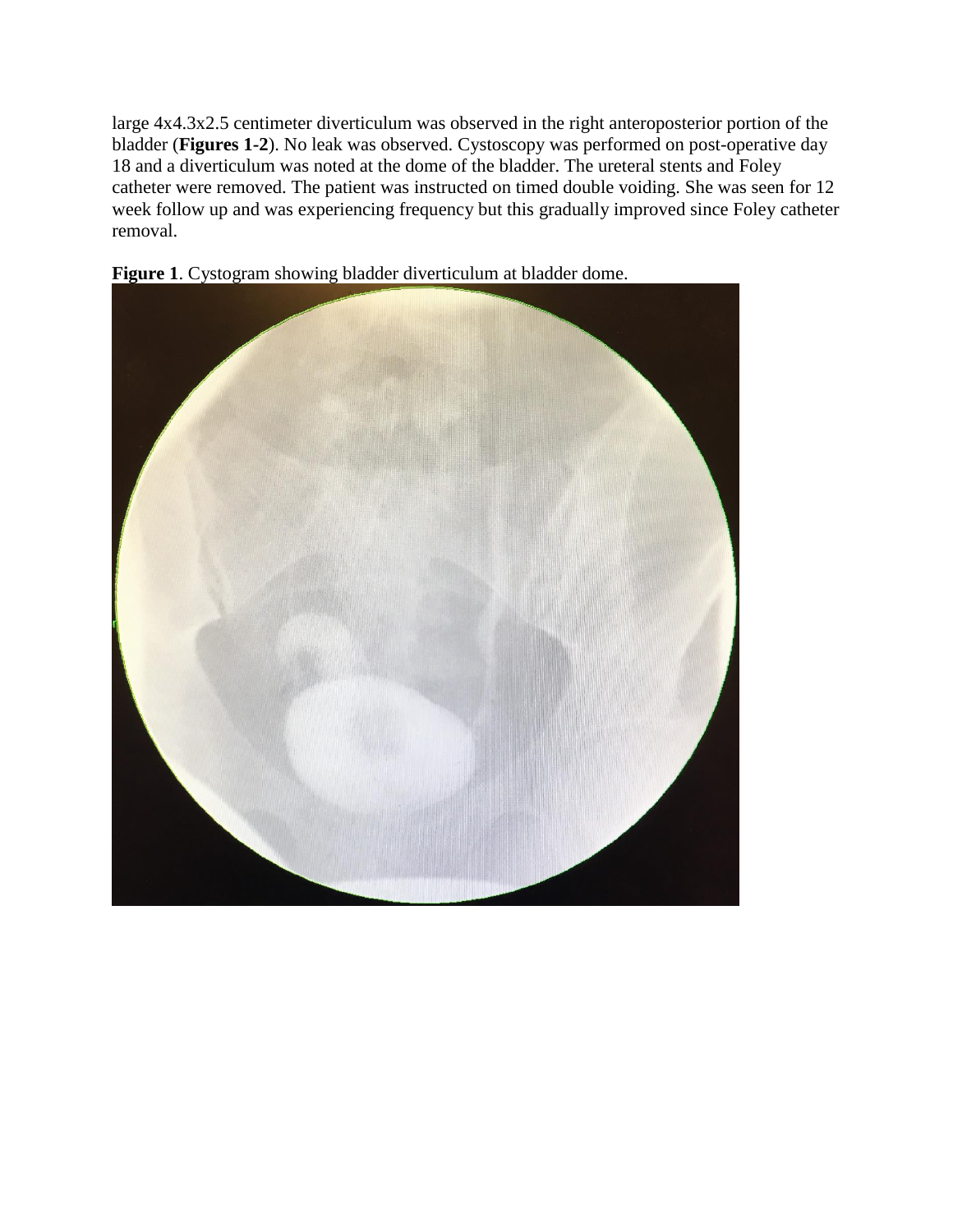large 4x4.3x2.5 centimeter diverticulum was observed in the right anteroposterior portion of the bladder (**Figures 1-2**). No leak was observed. Cystoscopy was performed on post-operative day 18 and a diverticulum was noted at the dome of the bladder. The ureteral stents and Foley catheter were removed. The patient was instructed on timed double voiding. She was seen for 12 week follow up and was experiencing frequency but this gradually improved since Foley catheter removal.

**Figure 1**. Cystogram showing bladder diverticulum at bladder dome.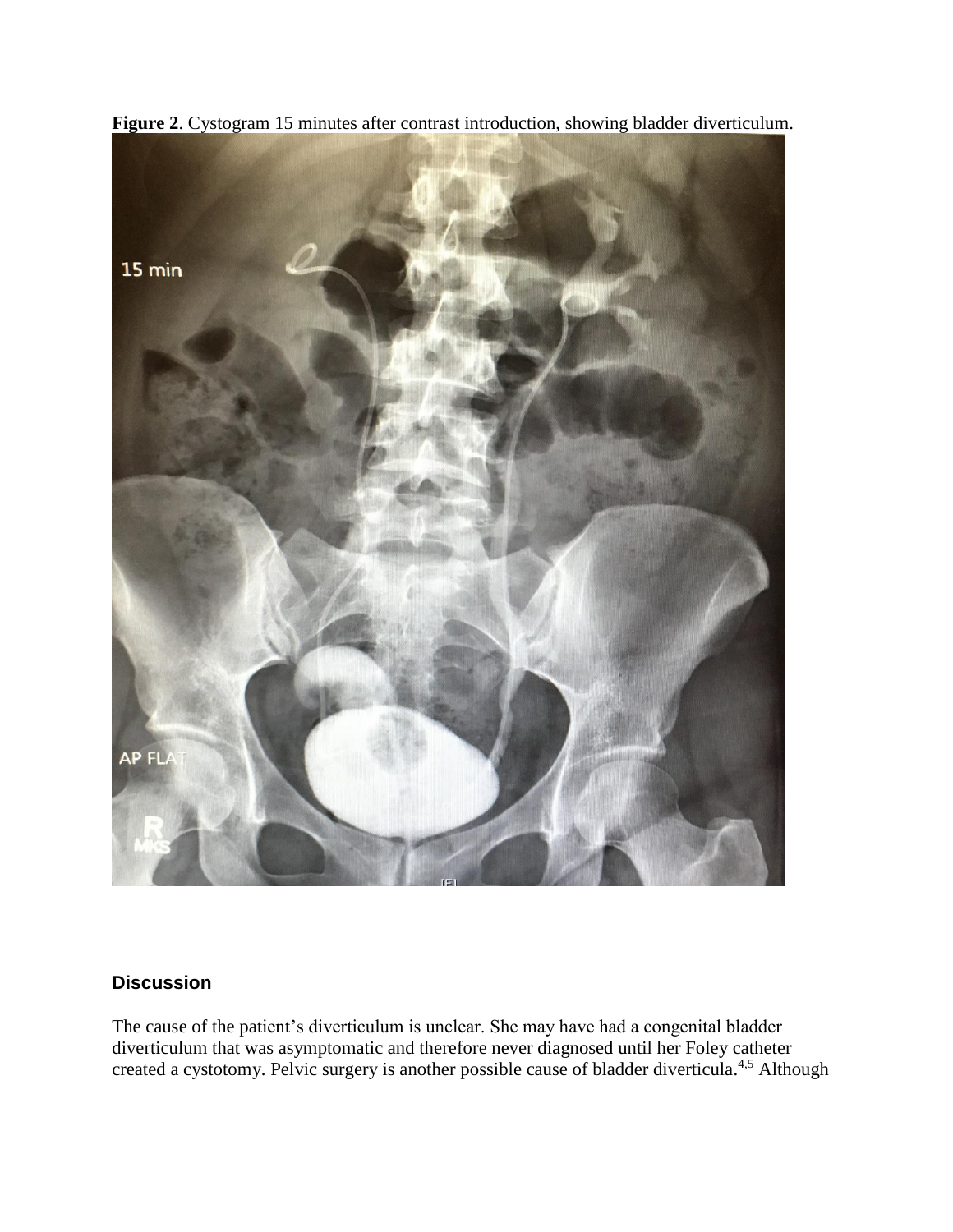**Figure 2**. Cystogram 15 minutes after contrast introduction, showing bladder diverticulum.

## Discussion

The cause of the patient's diverticulum is unclear. She may have had a congenital bladder diverticulum that was asymptomatic and therefore never diagnosed until her Foley catheter created a cystotomy. Pelvic surgery is another possible cause of bladder diverticula.[4,5] Although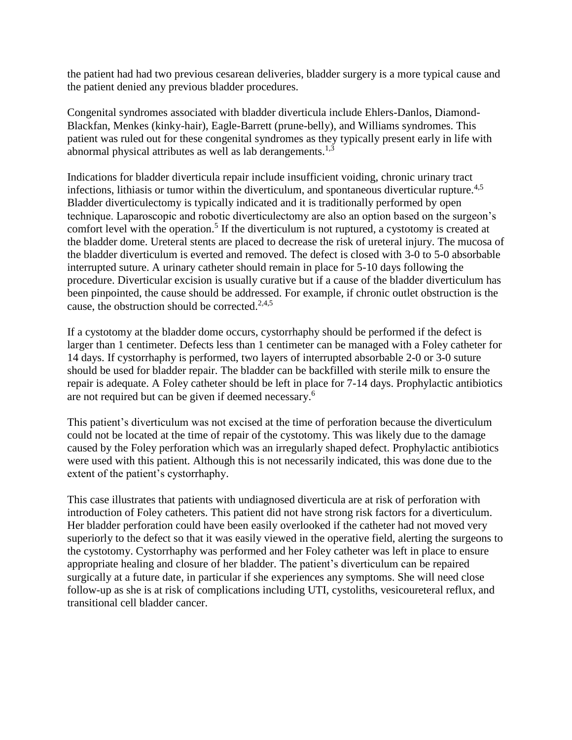the patient had had two previous cesarean deliveries, bladder surgery is a more typical cause and the patient denied any previous bladder procedures.

Congenital syndromes associated with bladder diverticula include Ehlers-Danlos, Diamond-Blackfan, Menkes (kinky-hair), Eagle-Barrett (prune-belly), and Williams syndromes. This patient was ruled out for these congenital syndromes as they typically present early in life with abnormal physical attributes as well as lab derangements.[1,3]

Indications for bladder diverticula repair include insufficient voiding, chronic urinary tract infections, lithiasis or tumor within the diverticulum, and spontaneous diverticular rupture.[4,5] Bladder diverticulectomy is typically indicated and it is traditionally performed by open technique. Laparoscopic and robotic diverticulectomy are also an option based on the surgeon's comfort level with the operation.[5] If the diverticulum is not ruptured, a cystotomy is created at the bladder dome. Ureteral stents are placed to decrease the risk of ureteral injury. The mucosa of the bladder diverticulum is everted and removed. The defect is closed with 3-0 to 5-0 absorbable interrupted suture. A urinary catheter should remain in place for 5-10 days following the procedure. Diverticular excision is usually curative but if a cause of the bladder diverticulum has been pinpointed, the cause should be addressed. For example, if chronic outlet obstruction is the cause, the obstruction should be corrected.[2,4,5]

If a cystotomy at the bladder dome occurs, cystorrhaphy should be performed if the defect is larger than 1 centimeter. Defects less than 1 centimeter can be managed with a Foley catheter for 14 days. If cystorrhaphy is performed, two layers of interrupted absorbable 2-0 or 3-0 suture should be used for bladder repair. The bladder can be backfilled with sterile milk to ensure the repair is adequate. A Foley catheter should be left in place for 7-14 days. Prophylactic antibiotics are not required but can be given if deemed necessary.[6]

This patient's diverticulum was not excised at the time of perforation because the diverticulum could not be located at the time of repair of the cystotomy. This was likely due to the damage caused by the Foley perforation which was an irregularly shaped defect. Prophylactic antibiotics were used with this patient. Although this is not necessarily indicated, this was done due to the extent of the patient's cystorrhaphy.

This case illustrates that patients with undiagnosed diverticula are at risk of perforation with introduction of Foley catheters. This patient did not have strong risk factors for a diverticulum. Her bladder perforation could have been easily overlooked if the catheter had not moved very superiorly to the defect so that it was easily viewed in the operative field, alerting the surgeons to the cystotomy. Cystorrhaphy was performed and her Foley catheter was left in place to ensure appropriate healing and closure of her bladder. The patient's diverticulum can be repaired surgically at a future date, in particular if she experiences any symptoms. She will need close follow-up as she is at risk of complications including UTI, cystoliths, vesicoureteral reflux, and transitional cell bladder cancer.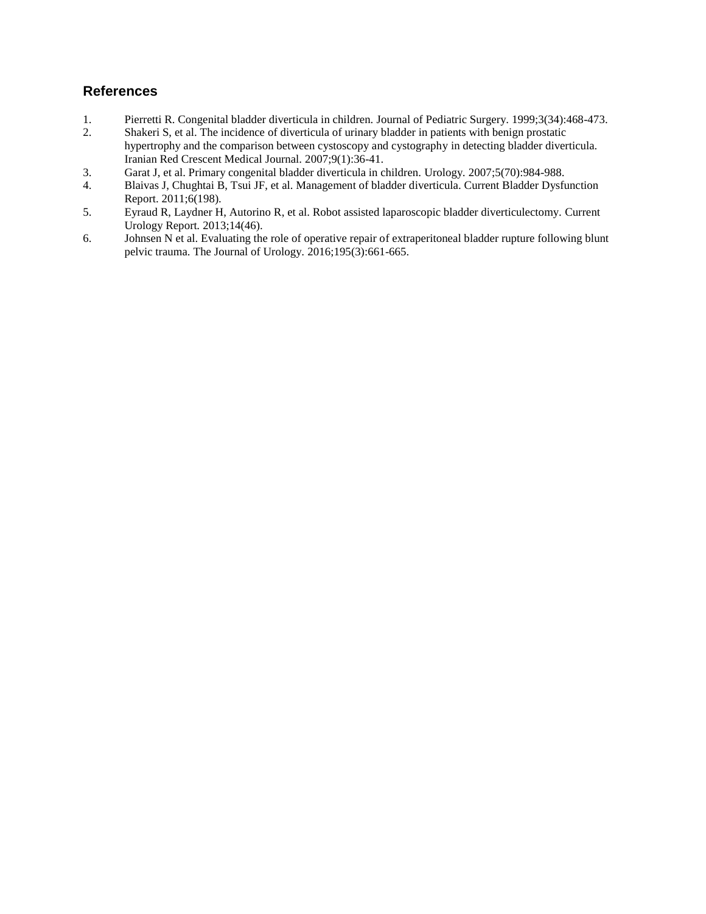## References

1. Pierretti R. Congenital bladder diverticula in children. Journal of Pediatric Surgery. 1999;3(34):468-473.
2. Shakeri S, et al. The incidence of diverticula of urinary bladder in patients with benign prostatic hypertrophy and the comparison between cystoscopy and cystography in detecting bladder diverticula. Iranian Red Crescent Medical Journal. 2007;9(1):36-41.
3. Garat J, et al. Primary congenital bladder diverticula in children. Urology. 2007;5(70):984-988.
4. Blaivas J, Chughtai B, Tsui JF, et al. Management of bladder diverticula. Current Bladder Dysfunction Report. 2011;6(198).
5. Eyraud R, Laydner H, Autorino R, et al. Robot assisted laparoscopic bladder diverticulectomy. Current Urology Report. 2013;14(46).
6. Johnsen N et al. Evaluating the role of operative repair of extraperitoneal bladder rupture following blunt pelvic trauma. The Journal of Urology. 2016;195(3):661-665.